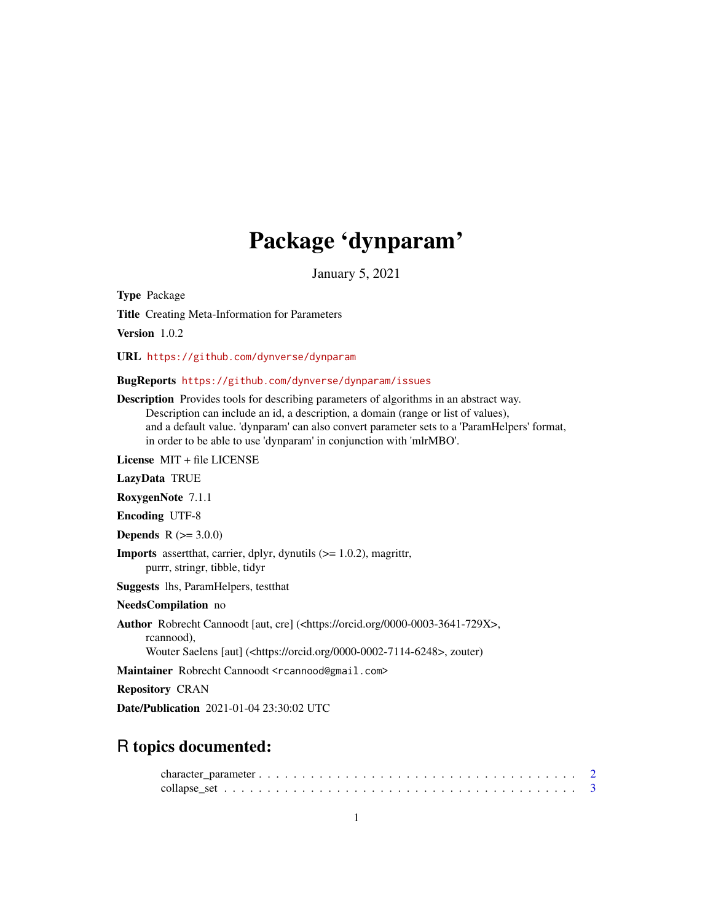# Package 'dynparam'

January 5, 2021

**Type** Package

**Title** Creating Meta-Information for Parameters

**Version** 1.0.2

**URL** https://github.com/dynverse/dynparam

**BugReports** https://github.com/dynverse/dynparam/issues

**Description** Provides tools for describing parameters of algorithms in an abstract way.
Description can include an id, a description, a domain (range or list of values),
and a default value. 'dynparam' can also convert parameter sets to a 'ParamHelpers' format,
in order to be able to use 'dynparam' in conjunction with 'mlrMBO'.

**License** MIT + file LICENSE

**LazyData** TRUE

**RoxygenNote** 7.1.1

**Encoding** UTF-8

**Depends** R (>= 3.0.0)

**Imports** assertthat, carrier, dplyr, dynutils (>= 1.0.2), magrittr,
purrr, stringr, tibble, tidyr

**Suggests** lhs, ParamHelpers, testthat

**NeedsCompilation** no

**Author** Robrecht Cannoodt [aut, cre] (<https://orcid.org/0000-0003-3641-729X>,
rcannood),
Wouter Saelens [aut] (<https://orcid.org/0000-0002-7114-6248>, zouter)

**Maintainer** Robrecht Cannoodt <rcannood@gmail.com>

**Repository** CRAN

**Date/Publication** 2021-01-04 23:30:02 UTC

## R topics documented:

character_parameter . . . . . . . . . . . . . . . . . . . . . . . . . . . . . . . . . . . . 2
collapse_set . . . . . . . . . . . . . . . . . . . . . . . . . . . . . . . . . . . . . . . . 3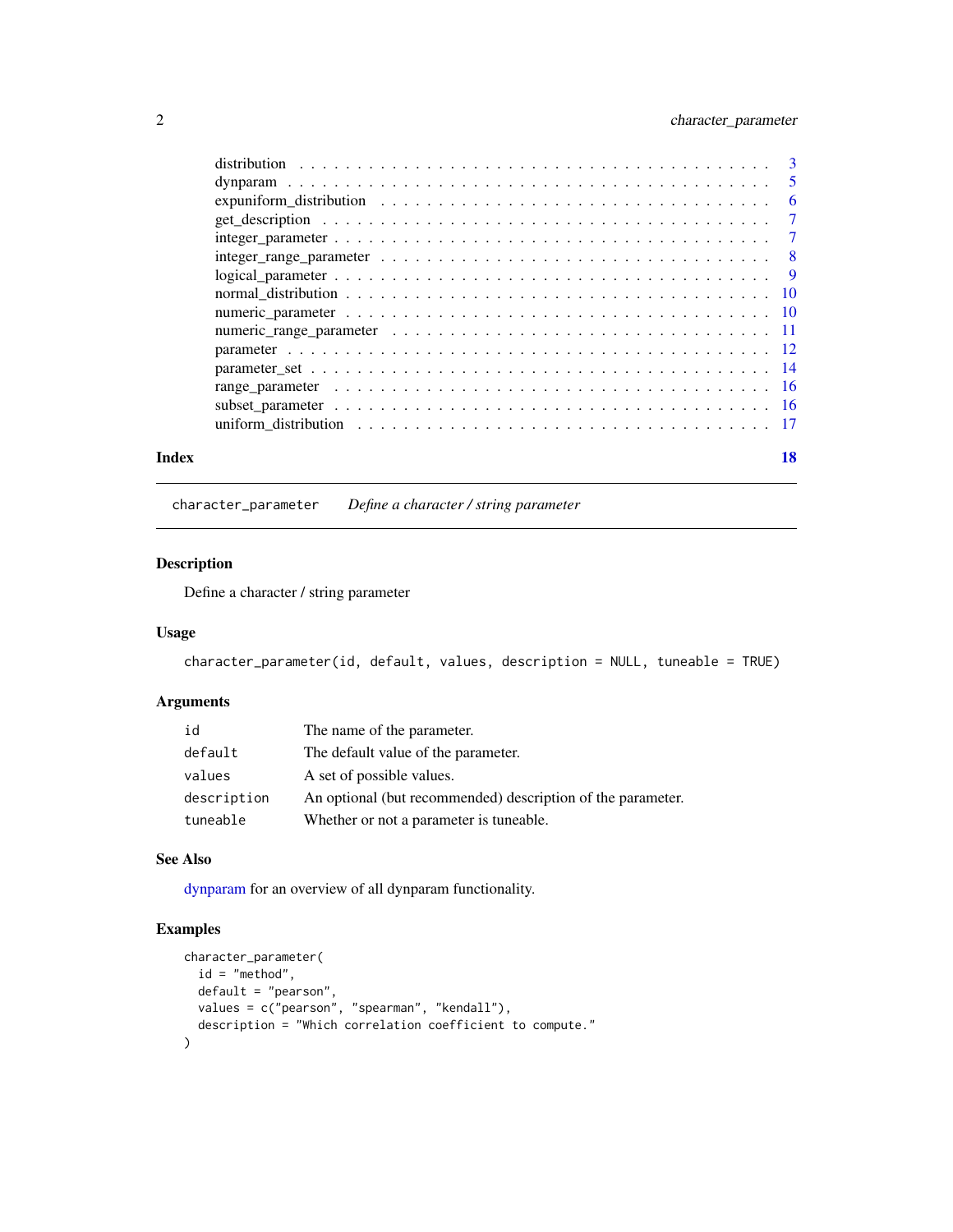| | |
|---|---|
| distribution | 3 |
| dynparam | 5 |
| expuniform_distribution | 6 |
| get_description | 7 |
| integer_parameter | 7 |
| integer_range_parameter | 8 |
| logical_parameter | 9 |
| normal_distribution | 10 |
| numeric_parameter | 10 |
| numeric_range_parameter | 11 |
| parameter | 12 |
| parameter_set | 14 |
| range_parameter | 16 |
| subset_parameter | 16 |
| uniform_distribution | 17 |

**Index** **18**

---

`character_parameter` *Define a character / string parameter*

---

## Description

Define a character / string parameter

## Usage

```
character_parameter(id, default, values, description = NULL, tuneable = TRUE)
```

## Arguments

| | |
|---|---|
| `id` | The name of the parameter. |
| `default` | The default value of the parameter. |
| `values` | A set of possible values. |
| `description` | An optional (but recommended) description of the parameter. |
| `tuneable` | Whether or not a parameter is tuneable. |

## See Also

dynparam for an overview of all dynparam functionality.

## Examples

```
character_parameter(
  id = "method",
  default = "pearson",
  values = c("pearson", "spearman", "kendall"),
  description = "Which correlation coefficient to compute."
)
```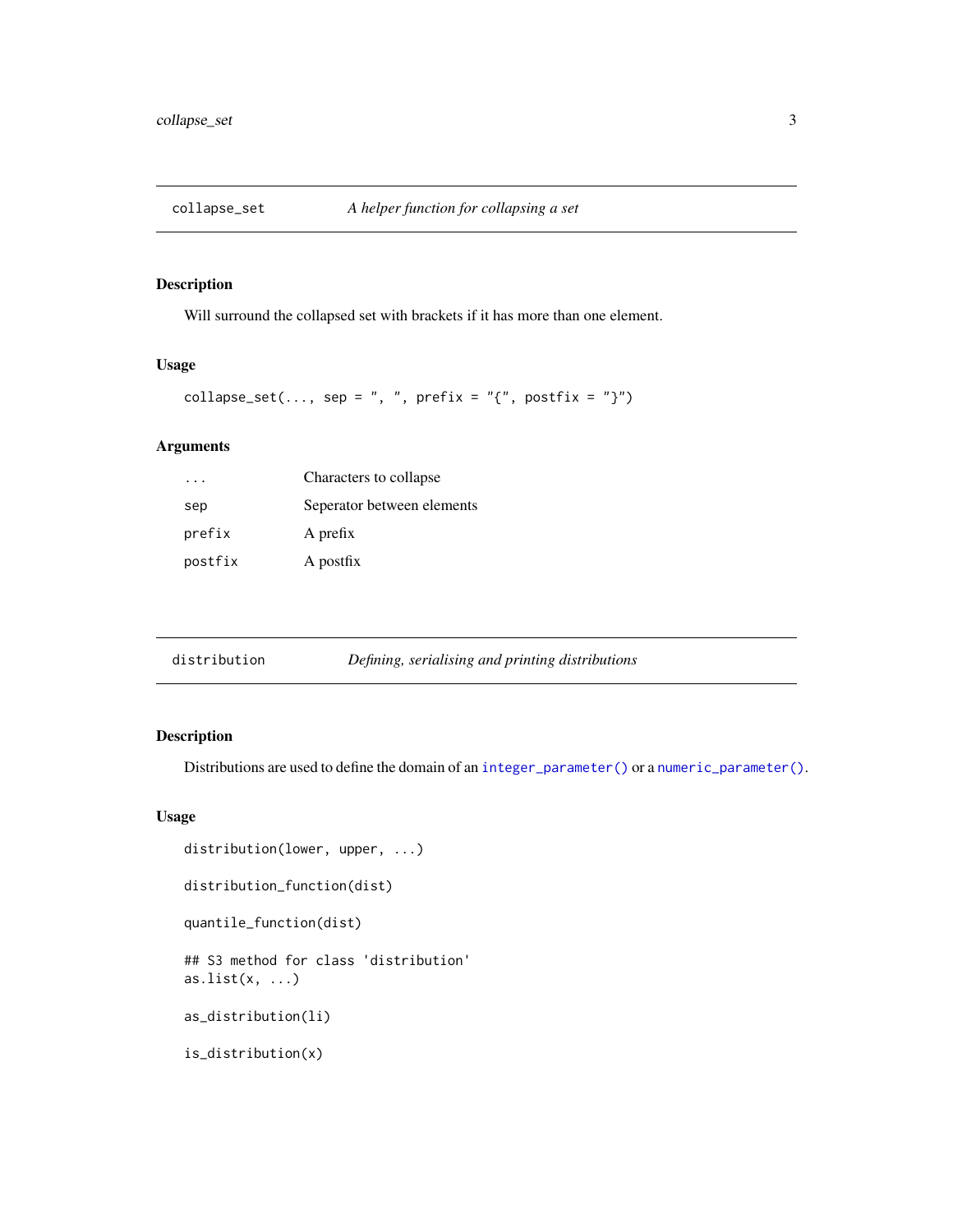## collapse_set — *A helper function for collapsing a set*

### Description

Will surround the collapsed set with brackets if it has more than one element.

### Usage

```
collapse_set(..., sep = ", ", prefix = "{", postfix = "}")
```

### Arguments

| | |
|---|---|
| `...` | Characters to collapse |
| `sep` | Seperator between elements |
| `prefix` | A prefix |
| `postfix` | A postfix |

## distribution — *Defining, serialising and printing distributions*

### Description

Distributions are used to define the domain of an `integer_parameter()` or a `numeric_parameter()`.

### Usage

```
distribution(lower, upper, ...)

distribution_function(dist)

quantile_function(dist)

## S3 method for class 'distribution'
as.list(x, ...)

as_distribution(li)

is_distribution(x)
```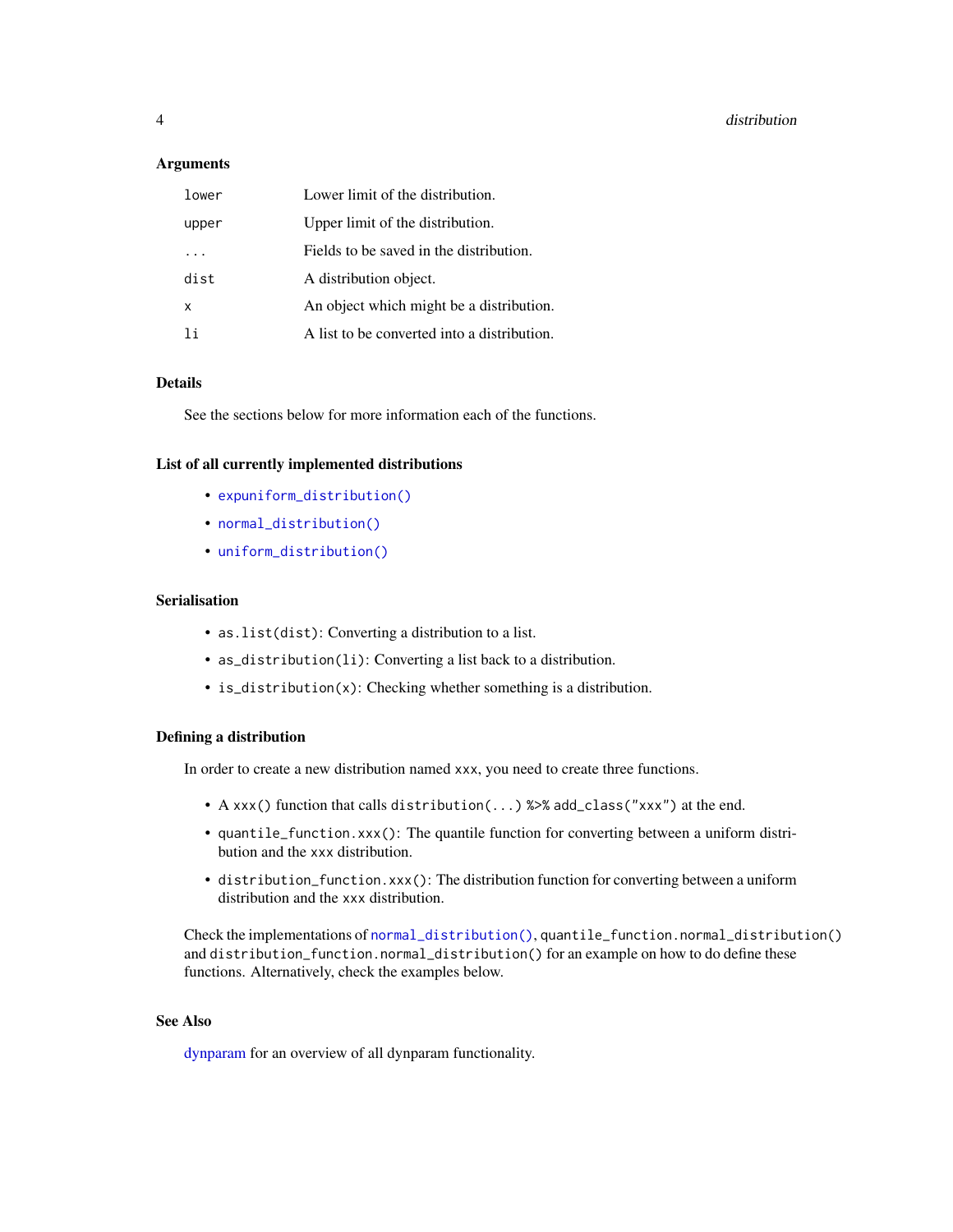### Arguments

| | |
|---|---|
| `lower` | Lower limit of the distribution. |
| `upper` | Upper limit of the distribution. |
| `...` | Fields to be saved in the distribution. |
| `dist` | A distribution object. |
| `x` | An object which might be a distribution. |
| `li` | A list to be converted into a distribution. |

### Details

See the sections below for more information each of the functions.

### List of all currently implemented distributions

- `expuniform_distribution()`
- `normal_distribution()`
- `uniform_distribution()`

### Serialisation

- `as.list(dist)`: Converting a distribution to a list.
- `as_distribution(li)`: Converting a list back to a distribution.
- `is_distribution(x)`: Checking whether something is a distribution.

### Defining a distribution

In order to create a new distribution named `xxx`, you need to create three functions.

- A `xxx()` function that calls `distribution(...) %>% add_class("xxx")` at the end.
- `quantile_function.xxx()`: The quantile function for converting between a uniform distribution and the `xxx` distribution.
- `distribution_function.xxx()`: The distribution function for converting between a uniform distribution and the `xxx` distribution.

Check the implementations of `normal_distribution()`, `quantile_function.normal_distribution()` and `distribution_function.normal_distribution()` for an example on how to do define these functions. Alternatively, check the examples below.

### See Also

dynparam for an overview of all dynparam functionality.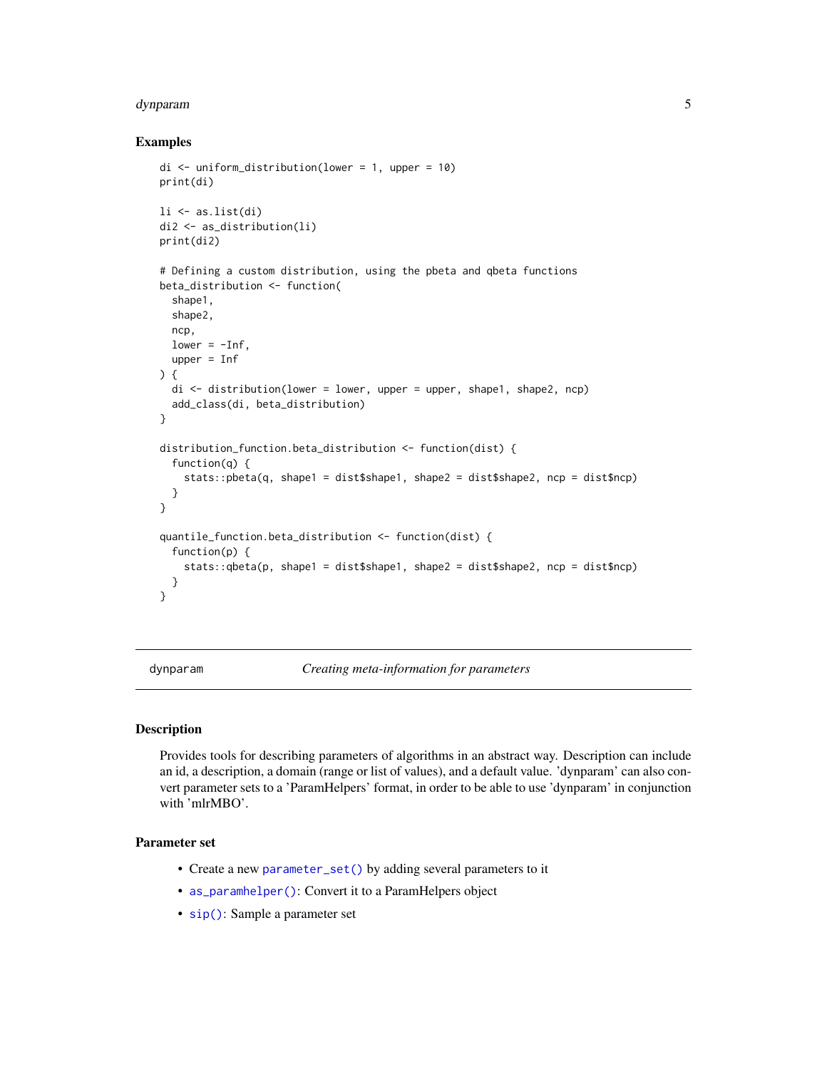## Examples

```
di <- uniform_distribution(lower = 1, upper = 10)
print(di)

li <- as.list(di)
di2 <- as_distribution(li)
print(di2)

# Defining a custom distribution, using the pbeta and qbeta functions
beta_distribution <- function(
  shape1,
  shape2,
  ncp,
  lower = -Inf,
  upper = Inf
) {
  di <- distribution(lower = lower, upper = upper, shape1, shape2, ncp)
  add_class(di, beta_distribution)
}

distribution_function.beta_distribution <- function(dist) {
  function(q) {
    stats::pbeta(q, shape1 = dist$shape1, shape2 = dist$shape2, ncp = dist$ncp)
  }
}

quantile_function.beta_distribution <- function(dist) {
  function(p) {
    stats::qbeta(p, shape1 = dist$shape1, shape2 = dist$shape2, ncp = dist$ncp)
  }
}
```

---

# dynparam — *Creating meta-information for parameters*

## Description

Provides tools for describing parameters of algorithms in an abstract way. Description can include an id, a description, a domain (range or list of values), and a default value. 'dynparam' can also convert parameter sets to a 'ParamHelpers' format, in order to be able to use 'dynparam' in conjunction with 'mlrMBO'.

## Parameter set

- Create a new `parameter_set()` by adding several parameters to it
- `as_paramhelper()`: Convert it to a ParamHelpers object
- `sip()`: Sample a parameter set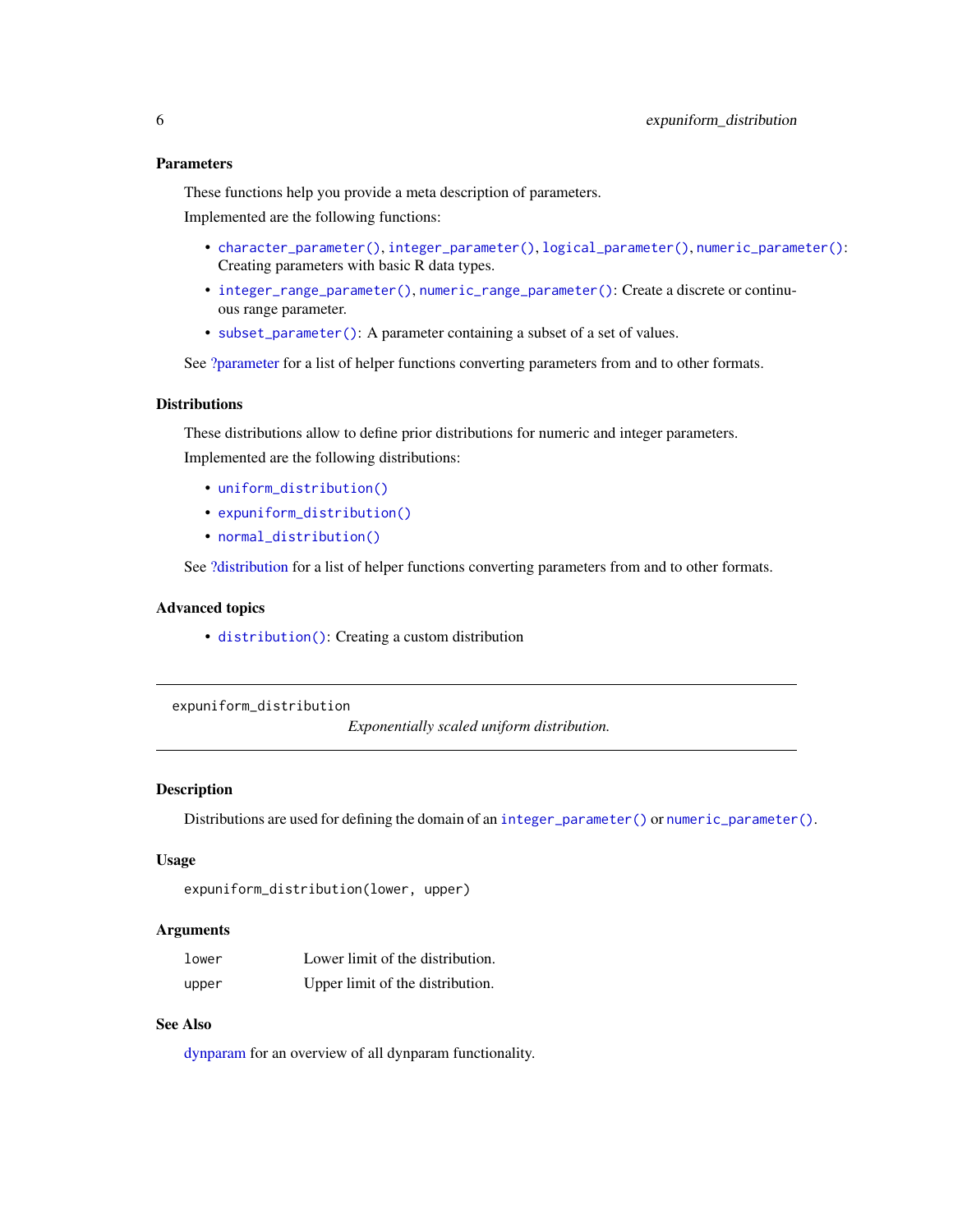### Parameters

These functions help you provide a meta description of parameters.

Implemented are the following functions:

- `character_parameter()`, `integer_parameter()`, `logical_parameter()`, `numeric_parameter()`: Creating parameters with basic R data types.
- `integer_range_parameter()`, `numeric_range_parameter()`: Create a discrete or continuous range parameter.
- `subset_parameter()`: A parameter containing a subset of a set of values.

See ?parameter for a list of helper functions converting parameters from and to other formats.

### Distributions

These distributions allow to define prior distributions for numeric and integer parameters.

Implemented are the following distributions:

- `uniform_distribution()`
- `expuniform_distribution()`
- `normal_distribution()`

See ?distribution for a list of helper functions converting parameters from and to other formats.

### Advanced topics

- `distribution()`: Creating a custom distribution

---

## expuniform_distribution

*Exponentially scaled uniform distribution.*

---

### Description

Distributions are used for defining the domain of an `integer_parameter()` or `numeric_parameter()`.

### Usage

```
expuniform_distribution(lower, upper)
```

### Arguments

| | |
|---|---|
| lower | Lower limit of the distribution. |
| upper | Upper limit of the distribution. |

### See Also

dynparam for an overview of all dynparam functionality.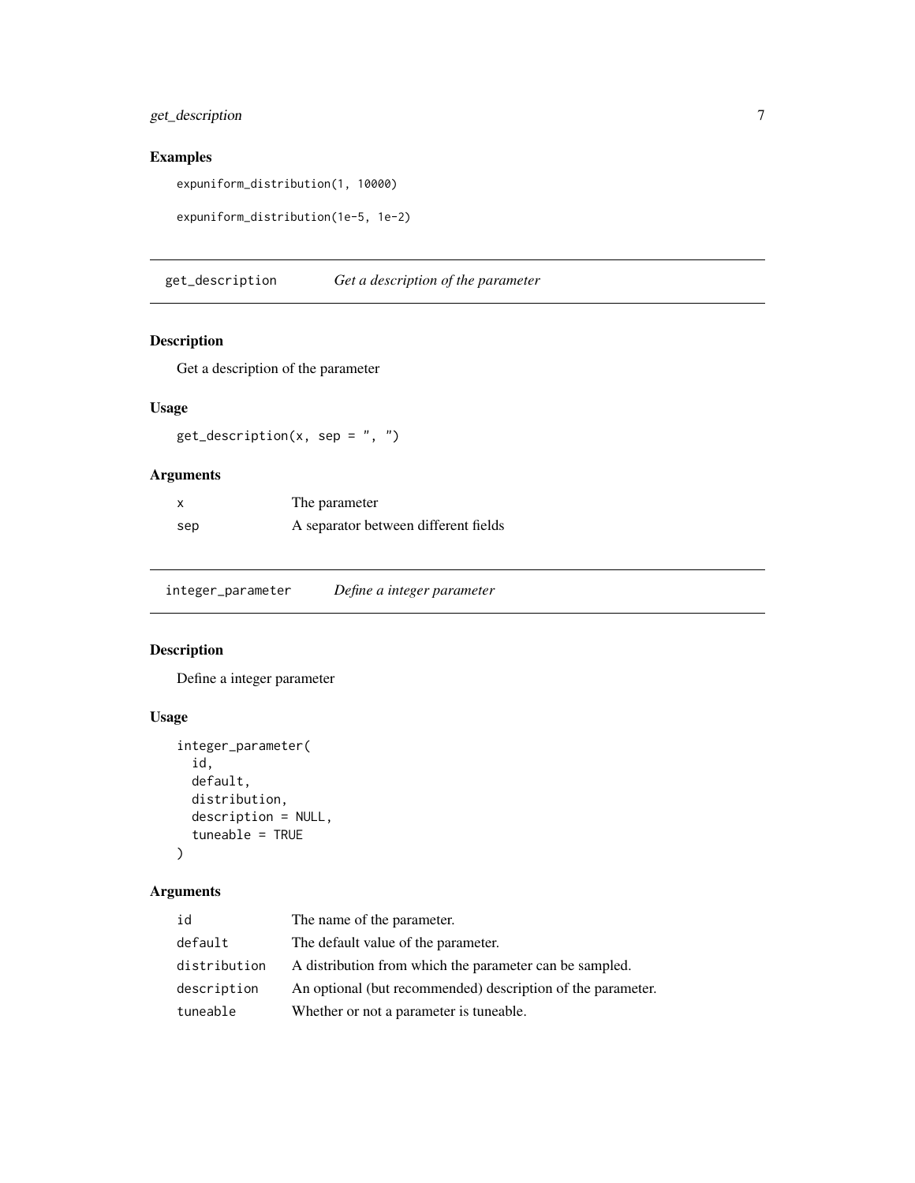### Examples

```
expuniform_distribution(1, 10000)

expuniform_distribution(1e-5, 1e-2)
```

## get_description *Get a description of the parameter*

### Description

Get a description of the parameter

### Usage

```
get_description(x, sep = ", ")
```

### Arguments

| | |
|---|---|
| x | The parameter |
| sep | A separator between different fields |

## integer_parameter *Define a integer parameter*

### Description

Define a integer parameter

### Usage

```
integer_parameter(
  id,
  default,
  distribution,
  description = NULL,
  tuneable = TRUE
)
```

### Arguments

| | |
|---|---|
| id | The name of the parameter. |
| default | The default value of the parameter. |
| distribution | A distribution from which the parameter can be sampled. |
| description | An optional (but recommended) description of the parameter. |
| tuneable | Whether or not a parameter is tuneable. |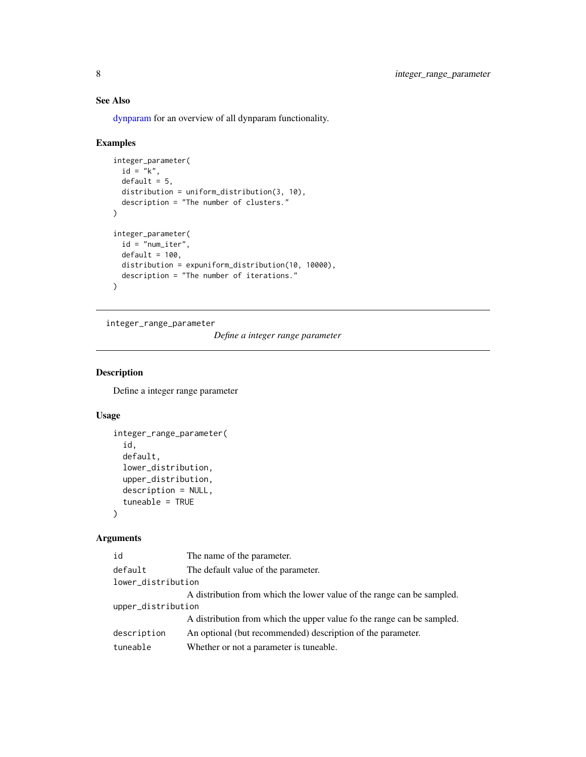### See Also

dynparam for an overview of all dynparam functionality.

### Examples

```
integer_parameter(
  id = "k",
  default = 5,
  distribution = uniform_distribution(3, 10),
  description = "The number of clusters."
)

integer_parameter(
  id = "num_iter",
  default = 100,
  distribution = expuniform_distribution(10, 10000),
  description = "The number of iterations."
)
```

---

## integer_range_parameter

*Define a integer range parameter*

---

### Description

Define a integer range parameter

### Usage

```
integer_range_parameter(
  id,
  default,
  lower_distribution,
  upper_distribution,
  description = NULL,
  tuneable = TRUE
)
```

### Arguments

| Argument | Description |
|---|---|
| `id` | The name of the parameter. |
| `default` | The default value of the parameter. |
| `lower_distribution` | A distribution from which the lower value of the range can be sampled. |
| `upper_distribution` | A distribution from which the upper value fo the range can be sampled. |
| `description` | An optional (but recommended) description of the parameter. |
| `tuneable` | Whether or not a parameter is tuneable. |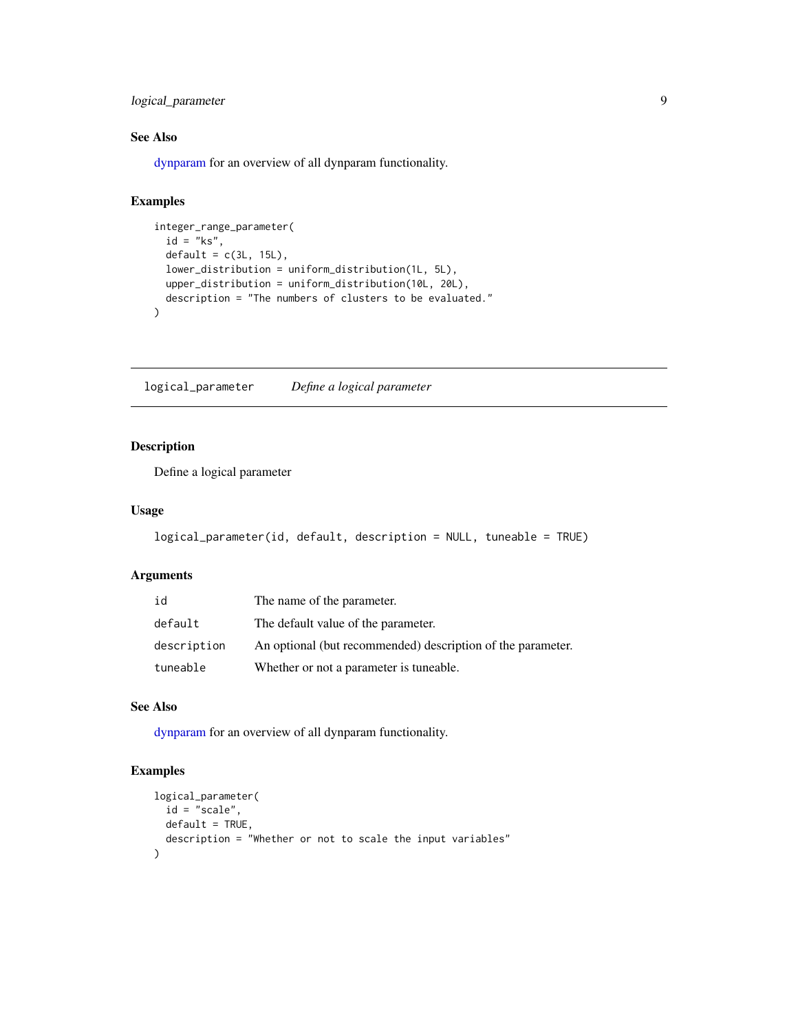### See Also

dynparam for an overview of all dynparam functionality.

### Examples

```
integer_range_parameter(
  id = "ks",
  default = c(3L, 15L),
  lower_distribution = uniform_distribution(1L, 5L),
  upper_distribution = uniform_distribution(10L, 20L),
  description = "The numbers of clusters to be evaluated."
)
```

---

## logical_parameter *Define a logical parameter*

---

### Description

Define a logical parameter

### Usage

```
logical_parameter(id, default, description = NULL, tuneable = TRUE)
```

### Arguments

| | |
|---|---|
| id | The name of the parameter. |
| default | The default value of the parameter. |
| description | An optional (but recommended) description of the parameter. |
| tuneable | Whether or not a parameter is tuneable. |

### See Also

dynparam for an overview of all dynparam functionality.

### Examples

```
logical_parameter(
  id = "scale",
  default = TRUE,
  description = "Whether or not to scale the input variables"
)
```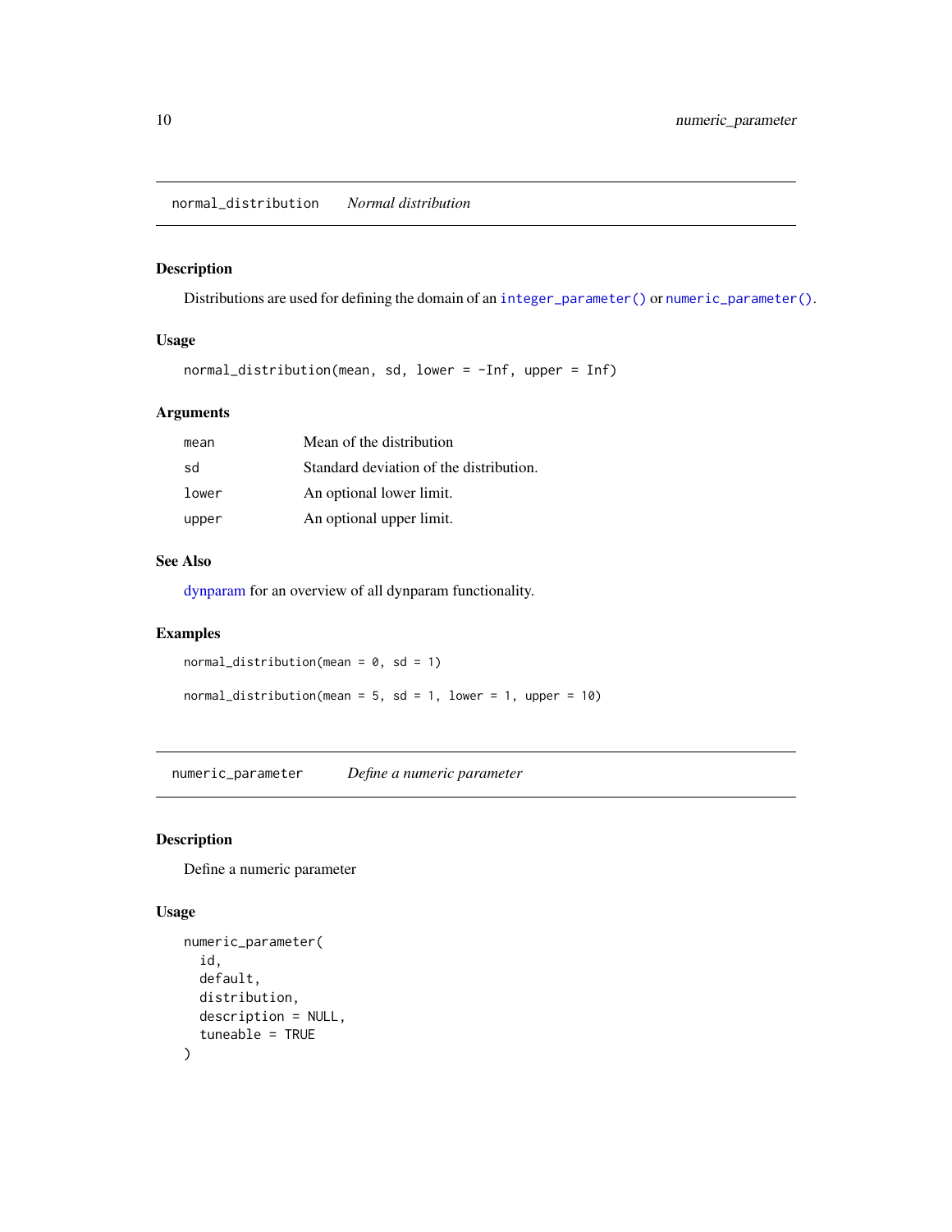## normal_distribution — *Normal distribution*

### Description

Distributions are used for defining the domain of an `integer_parameter()` or `numeric_parameter()`.

### Usage

```
normal_distribution(mean, sd, lower = -Inf, upper = Inf)
```

### Arguments

| | |
|---|---|
| `mean` | Mean of the distribution |
| `sd` | Standard deviation of the distribution. |
| `lower` | An optional lower limit. |
| `upper` | An optional upper limit. |

### See Also

dynparam for an overview of all dynparam functionality.

### Examples

```
normal_distribution(mean = 0, sd = 1)

normal_distribution(mean = 5, sd = 1, lower = 1, upper = 10)
```

## numeric_parameter — *Define a numeric parameter*

### Description

Define a numeric parameter

### Usage

```
numeric_parameter(
  id,
  default,
  distribution,
  description = NULL,
  tuneable = TRUE
)
```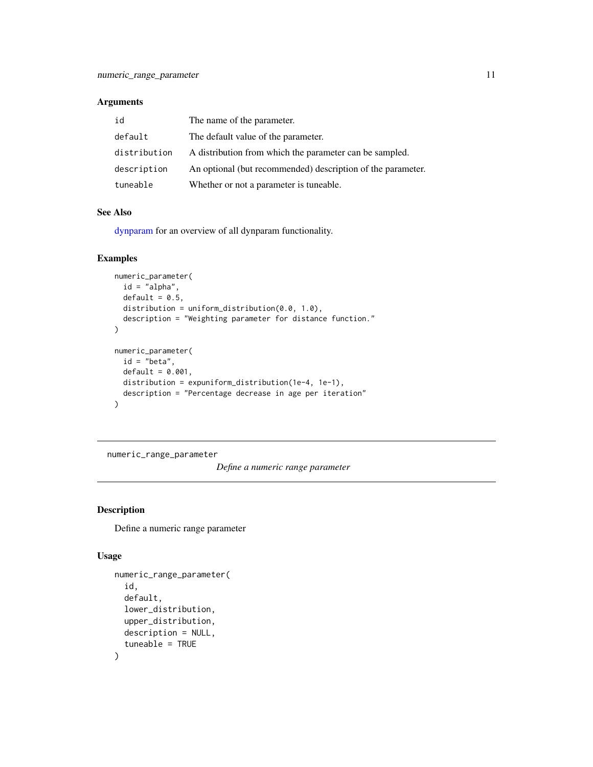### Arguments

| | |
|---|---|
| `id` | The name of the parameter. |
| `default` | The default value of the parameter. |
| `distribution` | A distribution from which the parameter can be sampled. |
| `description` | An optional (but recommended) description of the parameter. |
| `tuneable` | Whether or not a parameter is tuneable. |

### See Also

dynparam for an overview of all dynparam functionality.

### Examples

```
numeric_parameter(
  id = "alpha",
  default = 0.5,
  distribution = uniform_distribution(0.0, 1.0),
  description = "Weighting parameter for distance function."
)

numeric_parameter(
  id = "beta",
  default = 0.001,
  distribution = expuniform_distribution(1e-4, 1e-1),
  description = "Percentage decrease in age per iteration"
)
```

---

## numeric_range_parameter

*Define a numeric range parameter*

---

### Description

Define a numeric range parameter

### Usage

```
numeric_range_parameter(
  id,
  default,
  lower_distribution,
  upper_distribution,
  description = NULL,
  tuneable = TRUE
)
```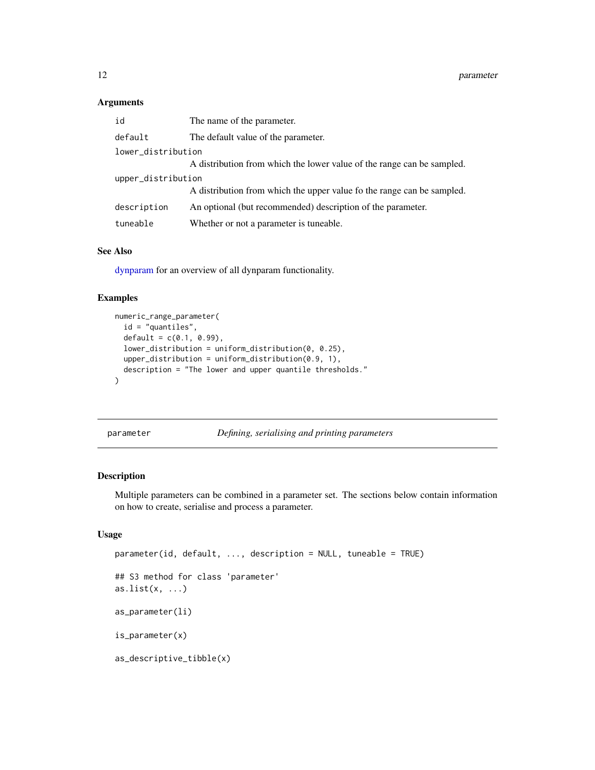### Arguments

| | |
|---|---|
| id | The name of the parameter. |
| default | The default value of the parameter. |
| lower_distribution | A distribution from which the lower value of the range can be sampled. |
| upper_distribution | A distribution from which the upper value fo the range can be sampled. |
| description | An optional (but recommended) description of the parameter. |
| tuneable | Whether or not a parameter is tuneable. |

### See Also

dynparam for an overview of all dynparam functionality.

### Examples

```
numeric_range_parameter(
  id = "quantiles",
  default = c(0.1, 0.99),
  lower_distribution = uniform_distribution(0, 0.25),
  upper_distribution = uniform_distribution(0.9, 1),
  description = "The lower and upper quantile thresholds."
)
```

---

## parameter — *Defining, serialising and printing parameters*

---

### Description

Multiple parameters can be combined in a parameter set. The sections below contain information on how to create, serialise and process a parameter.

### Usage

```
parameter(id, default, ..., description = NULL, tuneable = TRUE)

## S3 method for class 'parameter'
as.list(x, ...)

as_parameter(li)

is_parameter(x)

as_descriptive_tibble(x)
```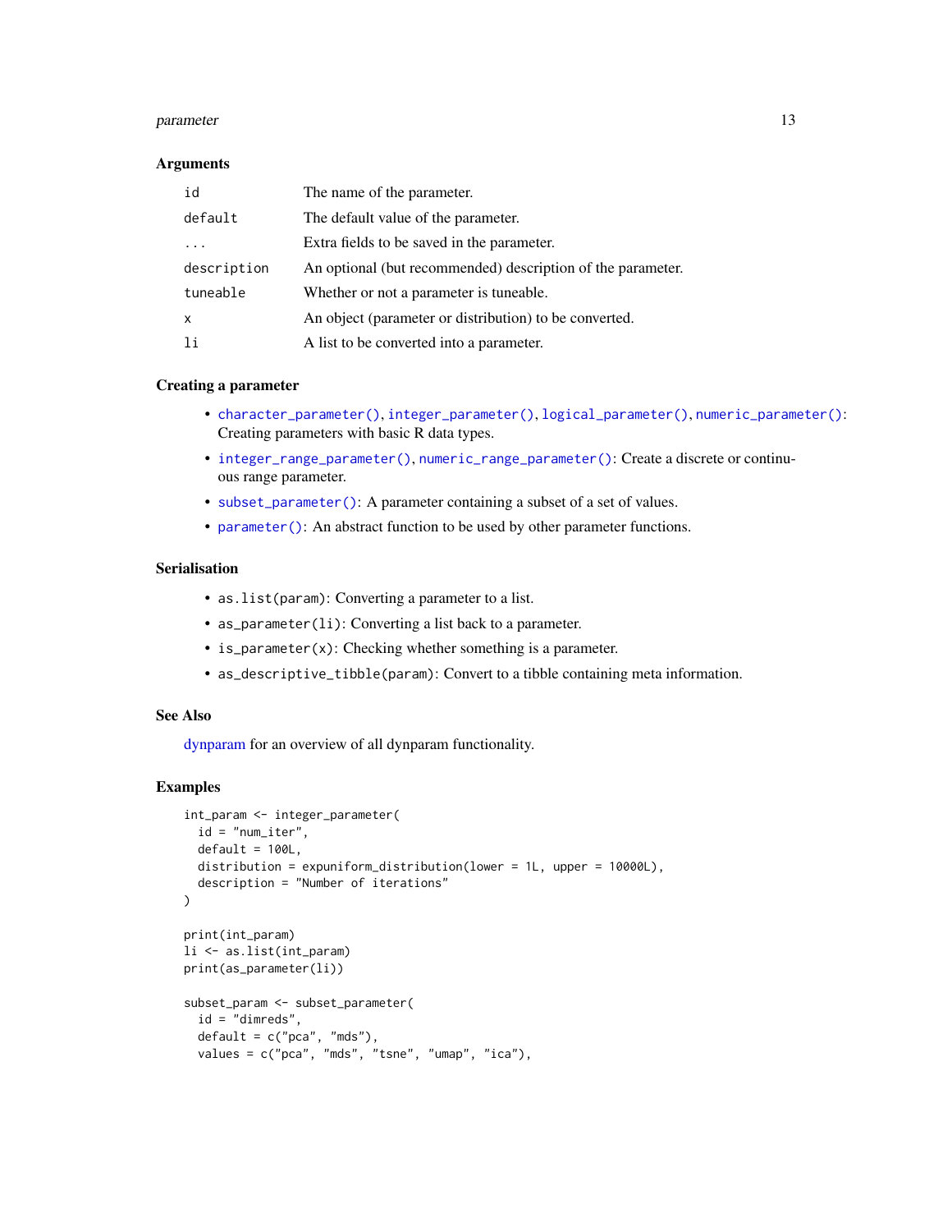### Arguments

| | |
|---|---|
| `id` | The name of the parameter. |
| `default` | The default value of the parameter. |
| `...` | Extra fields to be saved in the parameter. |
| `description` | An optional (but recommended) description of the parameter. |
| `tuneable` | Whether or not a parameter is tuneable. |
| `x` | An object (parameter or distribution) to be converted. |
| `li` | A list to be converted into a parameter. |

### Creating a parameter

- `character_parameter()`, `integer_parameter()`, `logical_parameter()`, `numeric_parameter()`: Creating parameters with basic R data types.
- `integer_range_parameter()`, `numeric_range_parameter()`: Create a discrete or continuous range parameter.
- `subset_parameter()`: A parameter containing a subset of a set of values.
- `parameter()`: An abstract function to be used by other parameter functions.

### Serialisation

- `as.list(param)`: Converting a parameter to a list.
- `as_parameter(li)`: Converting a list back to a parameter.
- `is_parameter(x)`: Checking whether something is a parameter.
- `as_descriptive_tibble(param)`: Convert to a tibble containing meta information.

### See Also

dynparam for an overview of all dynparam functionality.

### Examples

```
int_param <- integer_parameter(
  id = "num_iter",
  default = 100L,
  distribution = expuniform_distribution(lower = 1L, upper = 10000L),
  description = "Number of iterations"
)

print(int_param)
li <- as.list(int_param)
print(as_parameter(li))

subset_param <- subset_parameter(
  id = "dimreds",
  default = c("pca", "mds"),
  values = c("pca", "mds", "tsne", "umap", "ica"),
```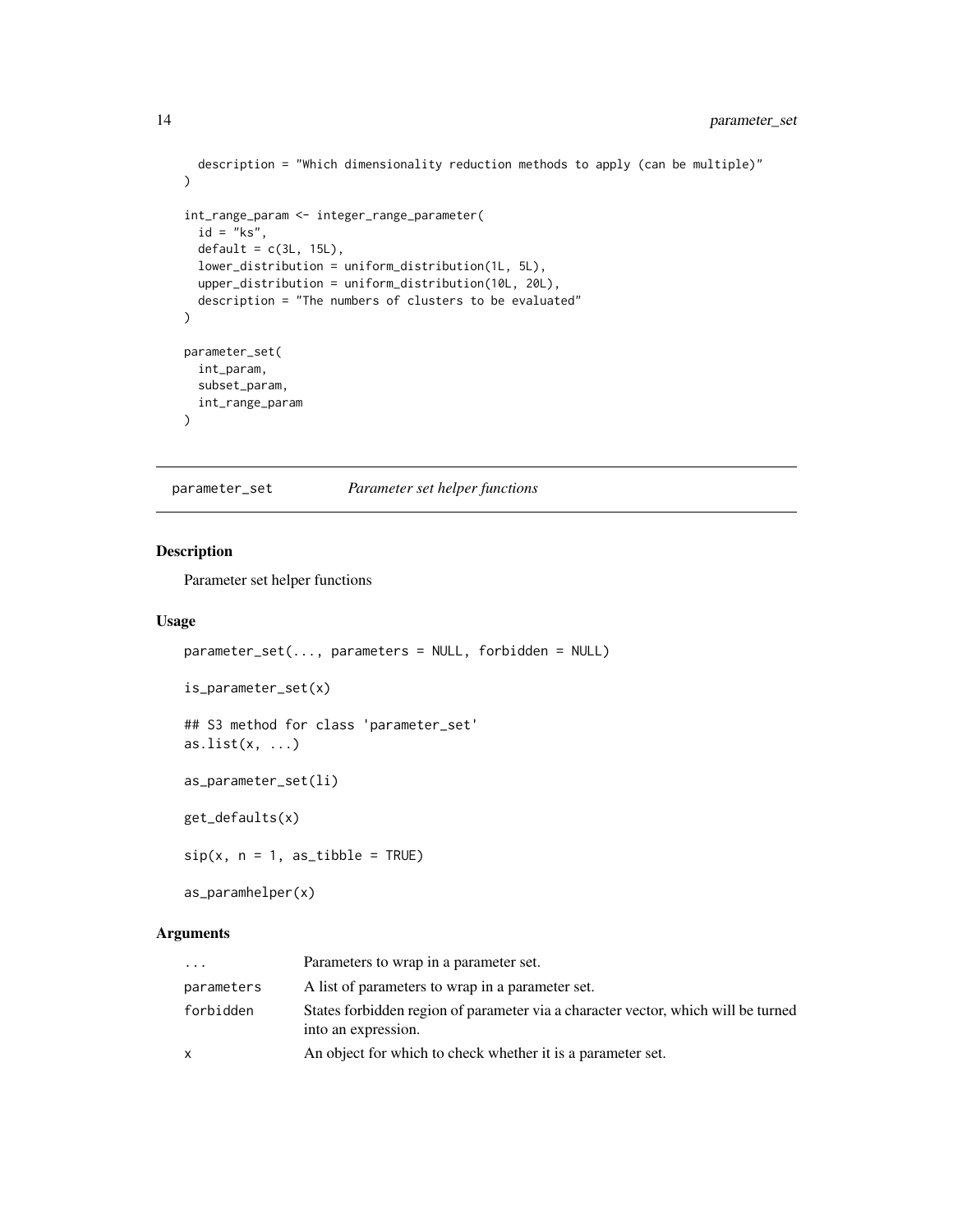```
  description = "Which dimensionality reduction methods to apply (can be multiple)"
)

int_range_param <- integer_range_parameter(
  id = "ks",
  default = c(3L, 15L),
  lower_distribution = uniform_distribution(1L, 5L),
  upper_distribution = uniform_distribution(10L, 20L),
  description = "The numbers of clusters to be evaluated"
)

parameter_set(
  int_param,
  subset_param,
  int_range_param
)
```

## parameter_set — *Parameter set helper functions*

### Description

Parameter set helper functions

### Usage

```
parameter_set(..., parameters = NULL, forbidden = NULL)

is_parameter_set(x)

## S3 method for class 'parameter_set'
as.list(x, ...)

as_parameter_set(li)

get_defaults(x)

sip(x, n = 1, as_tibble = TRUE)

as_paramhelper(x)
```

### Arguments

| | |
|---|---|
| `...` | Parameters to wrap in a parameter set. |
| `parameters` | A list of parameters to wrap in a parameter set. |
| `forbidden` | States forbidden region of parameter via a character vector, which will be turned into an expression. |
| `x` | An object for which to check whether it is a parameter set. |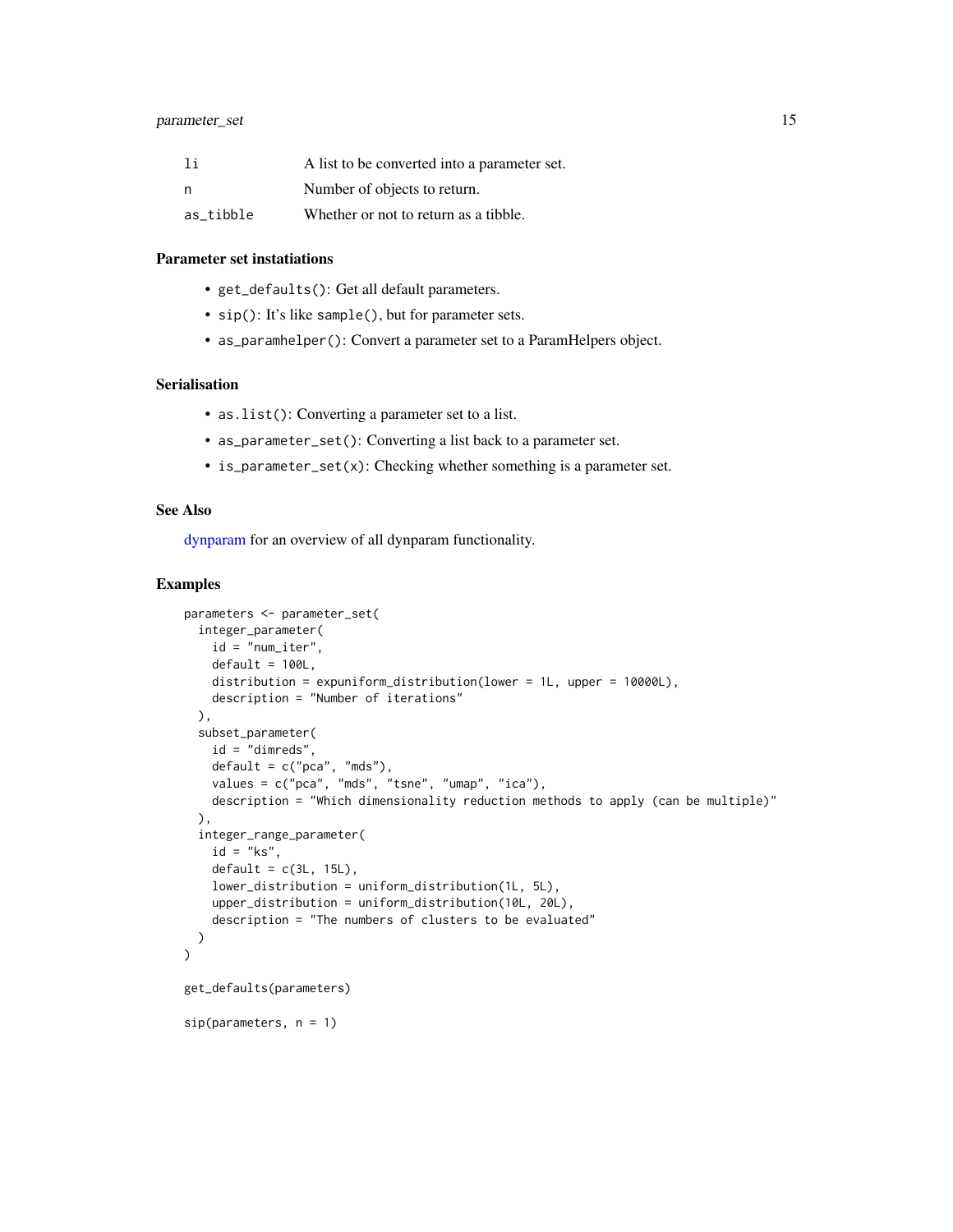| | |
|---|---|
| li | A list to be converted into a parameter set. |
| n | Number of objects to return. |
| as_tibble | Whether or not to return as a tibble. |

### Parameter set instatiations

- `get_defaults()`: Get all default parameters.
- `sip()`: It's like `sample()`, but for parameter sets.
- `as_paramhelper()`: Convert a parameter set to a ParamHelpers object.

### Serialisation

- `as.list()`: Converting a parameter set to a list.
- `as_parameter_set()`: Converting a list back to a parameter set.
- `is_parameter_set(x)`: Checking whether something is a parameter set.

### See Also

dynparam for an overview of all dynparam functionality.

### Examples

```
parameters <- parameter_set(
  integer_parameter(
    id = "num_iter",
    default = 100L,
    distribution = expuniform_distribution(lower = 1L, upper = 10000L),
    description = "Number of iterations"
  ),
  subset_parameter(
    id = "dimreds",
    default = c("pca", "mds"),
    values = c("pca", "mds", "tsne", "umap", "ica"),
    description = "Which dimensionality reduction methods to apply (can be multiple)"
  ),
  integer_range_parameter(
    id = "ks",
    default = c(3L, 15L),
    lower_distribution = uniform_distribution(1L, 5L),
    upper_distribution = uniform_distribution(10L, 20L),
    description = "The numbers of clusters to be evaluated"
  )
)

get_defaults(parameters)

sip(parameters, n = 1)
```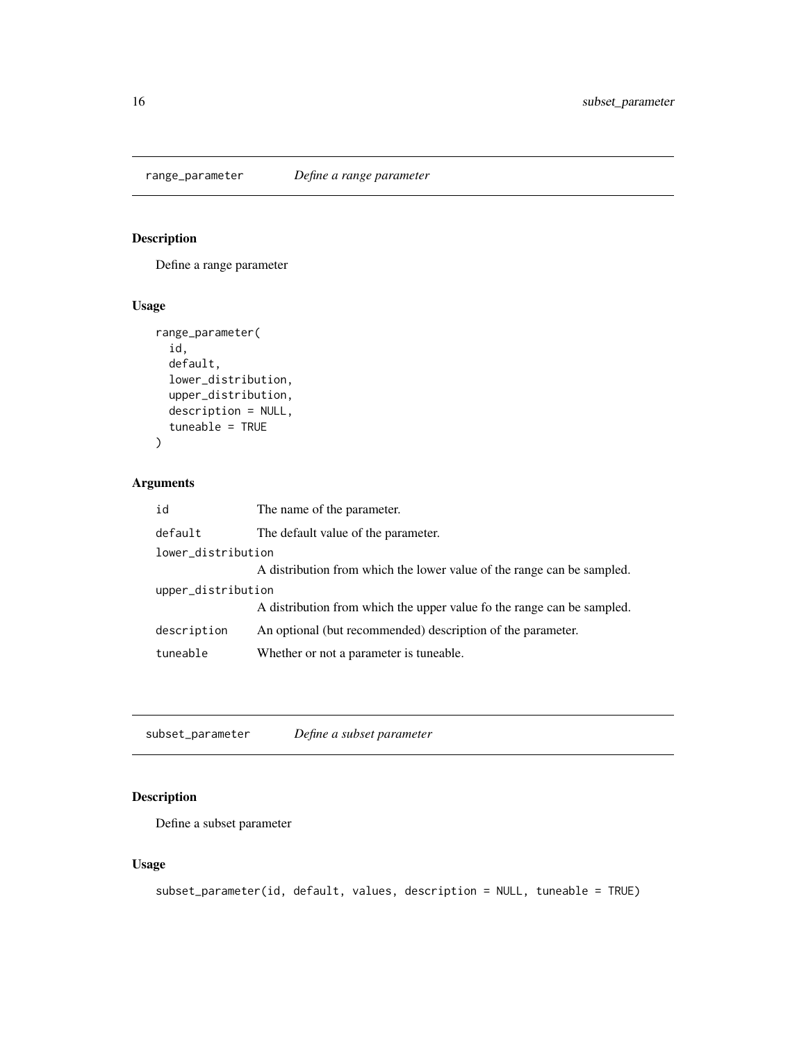## range_parameter *Define a range parameter*

### Description

Define a range parameter

### Usage

```
range_parameter(
  id,
  default,
  lower_distribution,
  upper_distribution,
  description = NULL,
  tuneable = TRUE
)
```

### Arguments

| Argument | Description |
|---|---|
| `id` | The name of the parameter. |
| `default` | The default value of the parameter. |
| `lower_distribution` | A distribution from which the lower value of the range can be sampled. |
| `upper_distribution` | A distribution from which the upper value fo the range can be sampled. |
| `description` | An optional (but recommended) description of the parameter. |
| `tuneable` | Whether or not a parameter is tuneable. |

## subset_parameter *Define a subset parameter*

### Description

Define a subset parameter

### Usage

```
subset_parameter(id, default, values, description = NULL, tuneable = TRUE)
```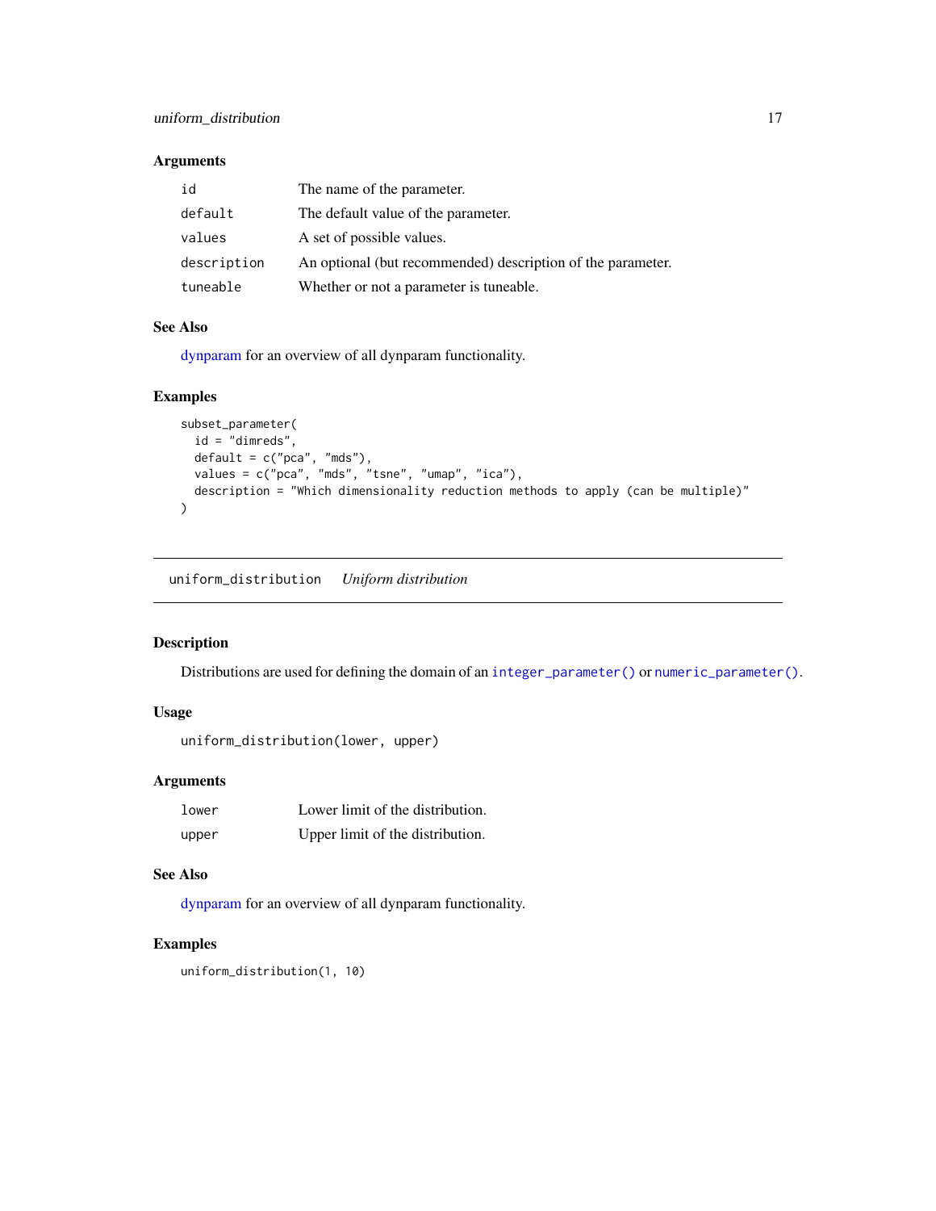### Arguments

| | |
|---|---|
| `id` | The name of the parameter. |
| `default` | The default value of the parameter. |
| `values` | A set of possible values. |
| `description` | An optional (but recommended) description of the parameter. |
| `tuneable` | Whether or not a parameter is tuneable. |

### See Also

dynparam for an overview of all dynparam functionality.

### Examples

```
subset_parameter(
  id = "dimreds",
  default = c("pca", "mds"),
  values = c("pca", "mds", "tsne", "umap", "ica"),
  description = "Which dimensionality reduction methods to apply (can be multiple)"
)
```

---

## `uniform_distribution` *Uniform distribution*

---

### Description

Distributions are used for defining the domain of an `integer_parameter()` or `numeric_parameter()`.

### Usage

```
uniform_distribution(lower, upper)
```

### Arguments

| | |
|---|---|
| `lower` | Lower limit of the distribution. |
| `upper` | Upper limit of the distribution. |

### See Also

dynparam for an overview of all dynparam functionality.

### Examples

```
uniform_distribution(1, 10)
```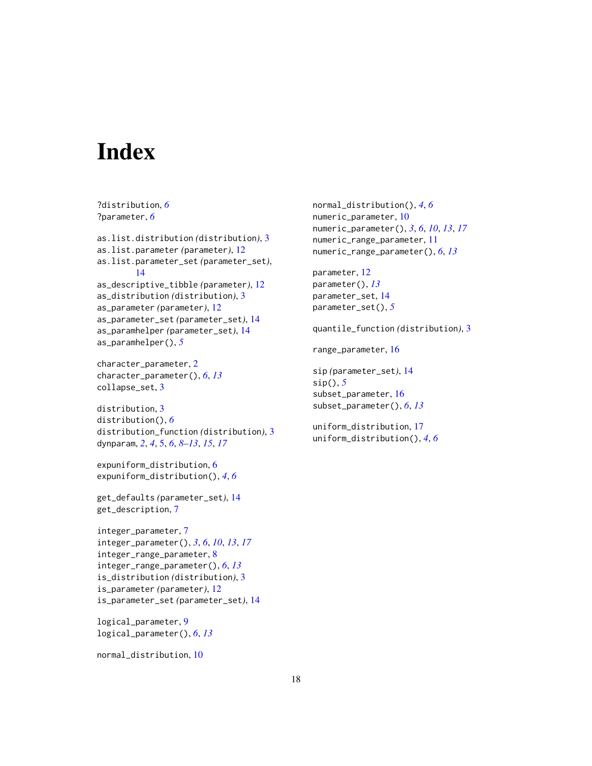# Index

?distribution, *6*
?parameter, *6*

as.list.distribution *(distribution)*, 3
as.list.parameter *(parameter)*, 12
as.list.parameter_set *(parameter_set)*, 14
as_descriptive_tibble *(parameter)*, 12
as_distribution *(distribution)*, 3
as_parameter *(parameter)*, 12
as_parameter_set *(parameter_set)*, 14
as_paramhelper *(parameter_set)*, 14
as_paramhelper(), *5*

character_parameter, 2
character_parameter(), *6*, *13*
collapse_set, 3

distribution, 3
distribution(), *6*
distribution_function *(distribution)*, 3
dynparam, *2*, *4*, 5, *6*, *8–13*, *15*, *17*

expuniform_distribution, 6
expuniform_distribution(), *4*, *6*

get_defaults *(parameter_set)*, 14
get_description, 7

integer_parameter, 7
integer_parameter(), *3*, *6*, *10*, *13*, *17*
integer_range_parameter, 8
integer_range_parameter(), *6*, *13*
is_distribution *(distribution)*, 3
is_parameter *(parameter)*, 12
is_parameter_set *(parameter_set)*, 14

logical_parameter, 9
logical_parameter(), *6*, *13*

normal_distribution, 10
normal_distribution(), *4*, *6*
numeric_parameter, 10
numeric_parameter(), *3*, *6*, *10*, *13*, *17*
numeric_range_parameter, 11
numeric_range_parameter(), *6*, *13*

parameter, 12
parameter(), *13*
parameter_set, 14
parameter_set(), *5*

quantile_function *(distribution)*, 3

range_parameter, 16

sip *(parameter_set)*, 14
sip(), *5*
subset_parameter, 16
subset_parameter(), *6*, *13*

uniform_distribution, 17
uniform_distribution(), *4*, *6*